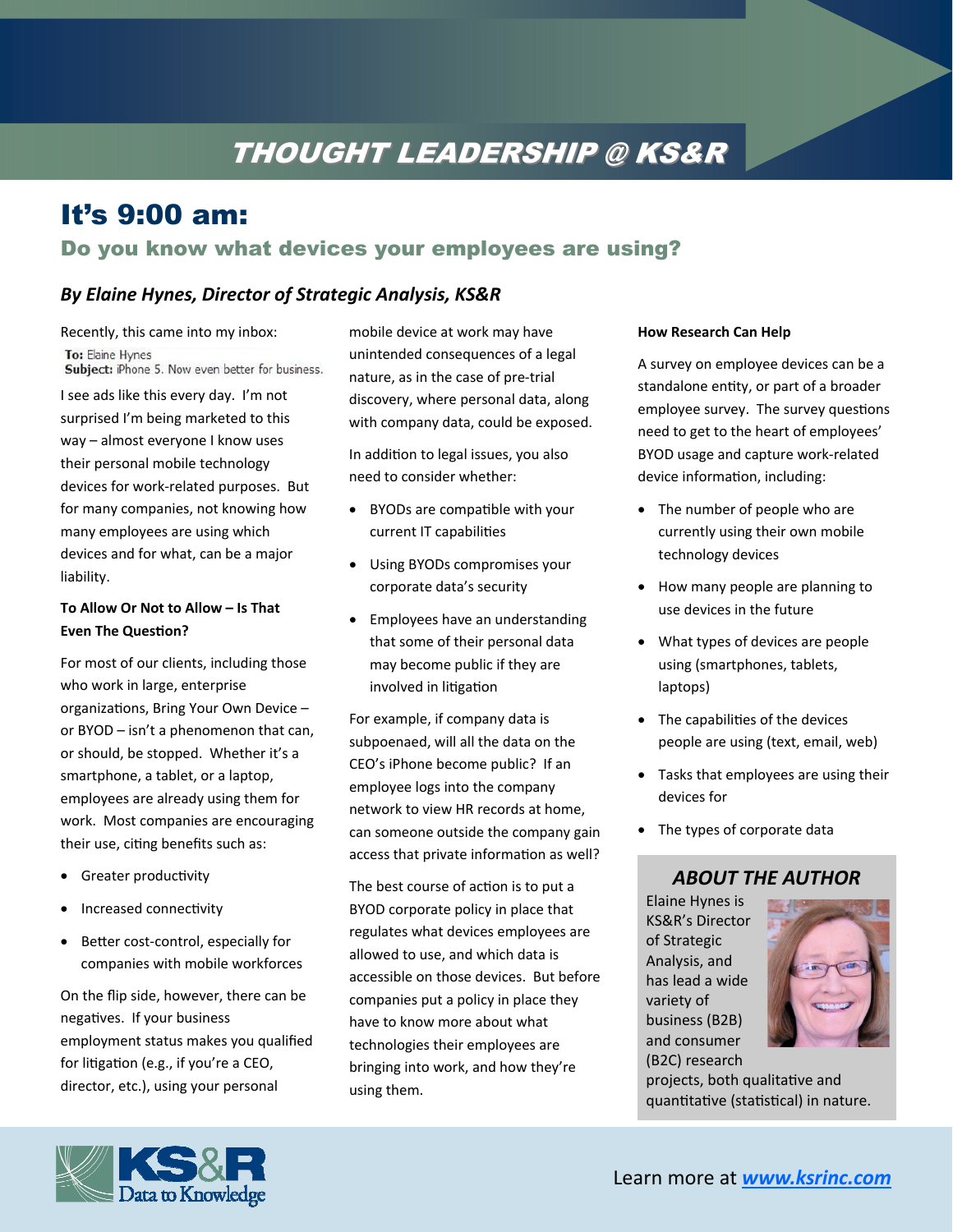# THOUGHT LEADERSHIP @ KS&R

## It's 9:00 am:

### Do you know what devices your employees are using?

***By Elaine Hynes, Director of Strategic Analysis, KS&R***

Recently, this came into my inbox:

**To:** Elaine Hynes
**Subject:** iPhone 5. Now even better for business.

I see ads like this every day. I'm not surprised I'm being marketed to this way – almost everyone I know uses their personal mobile technology devices for work-related purposes. But for many companies, not knowing how many employees are using which devices and for what, can be a major liability.

**To Allow Or Not to Allow – Is That Even The Question?**

For most of our clients, including those who work in large, enterprise organizations, Bring Your Own Device – or BYOD – isn't a phenomenon that can, or should, be stopped. Whether it's a smartphone, a tablet, or a laptop, employees are already using them for work. Most companies are encouraging their use, citing benefits such as:

- Greater productivity
- Increased connectivity
- Better cost-control, especially for companies with mobile workforces

On the flip side, however, there can be negatives. If your business employment status makes you qualified for litigation (e.g., if you're a CEO, director, etc.), using your personal mobile device at work may have unintended consequences of a legal nature, as in the case of pre-trial discovery, where personal data, along with company data, could be exposed.

In addition to legal issues, you also need to consider whether:

- BYODs are compatible with your current IT capabilities
- Using BYODs compromises your corporate data's security
- Employees have an understanding that some of their personal data may become public if they are involved in litigation

For example, if company data is subpoenaed, will all the data on the CEO's iPhone become public? If an employee logs into the company network to view HR records at home, can someone outside the company gain access that private information as well?

The best course of action is to put a BYOD corporate policy in place that regulates what devices employees are allowed to use, and which data is accessible on those devices. But before companies put a policy in place they have to know more about what technologies their employees are bringing into work, and how they're using them.

**How Research Can Help**

A survey on employee devices can be a standalone entity, or part of a broader employee survey. The survey questions need to get to the heart of employees' BYOD usage and capture work-related device information, including:

- The number of people who are currently using their own mobile technology devices
- How many people are planning to use devices in the future
- What types of devices are people using (smartphones, tablets, laptops)
- The capabilities of the devices people are using (text, email, web)
- Tasks that employees are using their devices for
- The types of corporate data

***ABOUT THE AUTHOR***

Elaine Hynes is KS&R's Director of Strategic Analysis, and has lead a wide variety of business (B2B) and consumer (B2C) research projects, both qualitative and quantitative (statistical) in nature.

KS&R Data to Knowledge

Learn more at ***www.ksrinc.com***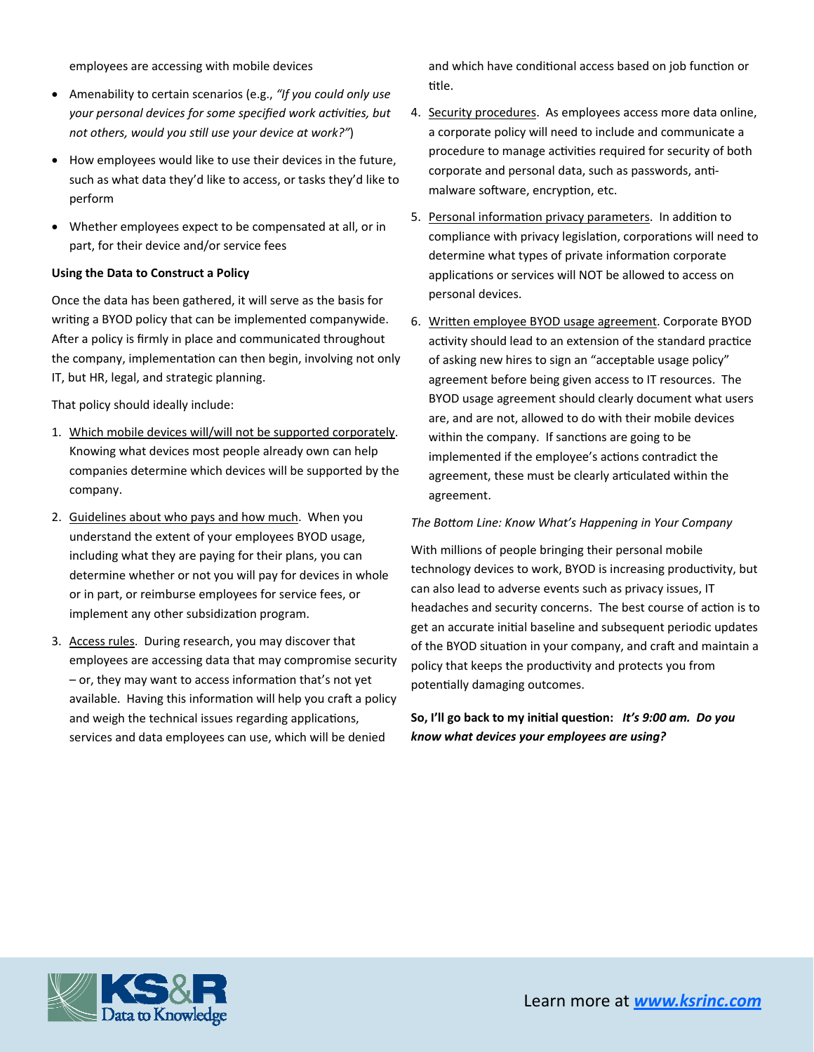employees are accessing with mobile devices

- Amenability to certain scenarios (e.g., *"If you could only use your personal devices for some specified work activities, but not others, would you still use your device at work?"*)
- How employees would like to use their devices in the future, such as what data they'd like to access, or tasks they'd like to perform
- Whether employees expect to be compensated at all, or in part, for their device and/or service fees

**Using the Data to Construct a Policy**

Once the data has been gathered, it will serve as the basis for writing a BYOD policy that can be implemented companywide. After a policy is firmly in place and communicated throughout the company, implementation can then begin, involving not only IT, but HR, legal, and strategic planning.

That policy should ideally include:

1. Which mobile devices will/will not be supported corporately. Knowing what devices most people already own can help companies determine which devices will be supported by the company.
2. Guidelines about who pays and how much. When you understand the extent of your employees BYOD usage, including what they are paying for their plans, you can determine whether or not you will pay for devices in whole or in part, or reimburse employees for service fees, or implement any other subsidization program.
3. Access rules. During research, you may discover that employees are accessing data that may compromise security – or, they may want to access information that's not yet available. Having this information will help you craft a policy and weigh the technical issues regarding applications, services and data employees can use, which will be denied and which have conditional access based on job function or title.
4. Security procedures. As employees access more data online, a corporate policy will need to include and communicate a procedure to manage activities required for security of both corporate and personal data, such as passwords, anti-malware software, encryption, etc.
5. Personal information privacy parameters. In addition to compliance with privacy legislation, corporations will need to determine what types of private information corporate applications or services will NOT be allowed to access on personal devices.
6. Written employee BYOD usage agreement. Corporate BYOD activity should lead to an extension of the standard practice of asking new hires to sign an "acceptable usage policy" agreement before being given access to IT resources. The BYOD usage agreement should clearly document what users are, and are not, allowed to do with their mobile devices within the company. If sanctions are going to be implemented if the employee's actions contradict the agreement, these must be clearly articulated within the agreement.

*The Bottom Line: Know What's Happening in Your Company*

With millions of people bringing their personal mobile technology devices to work, BYOD is increasing productivity, but can also lead to adverse events such as privacy issues, IT headaches and security concerns. The best course of action is to get an accurate initial baseline and subsequent periodic updates of the BYOD situation in your company, and craft and maintain a policy that keeps the productivity and protects you from potentially damaging outcomes.

**So, I'll go back to my initial question:** ***It's 9:00 am. Do you know what devices your employees are using?***

KS&R Data to Knowledge

Learn more at ***www.ksrinc.com***